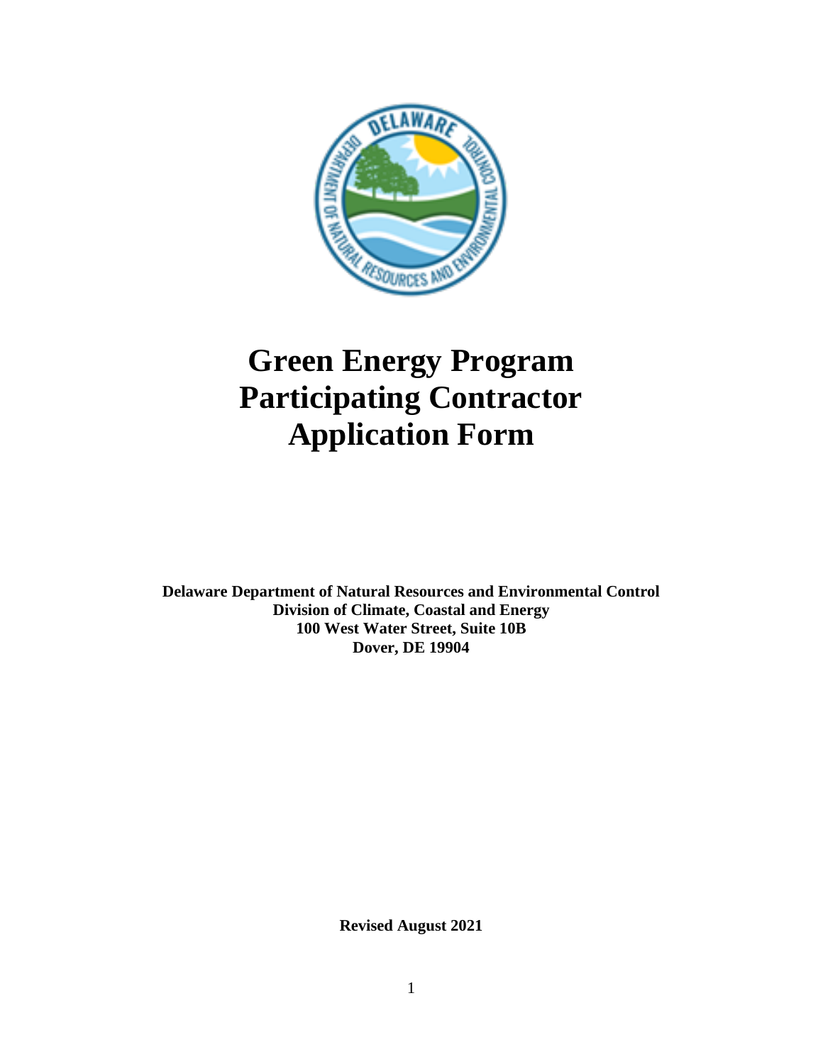# Green Energy Program Participating Contractor Application Form

**Delaware Department of Natural Resources and Environmental Control**
**Division of Climate, Coastal and Energy**
**100 West Water Street, Suite 10B**
**Dover, DE 19904**

**Revised August 2021**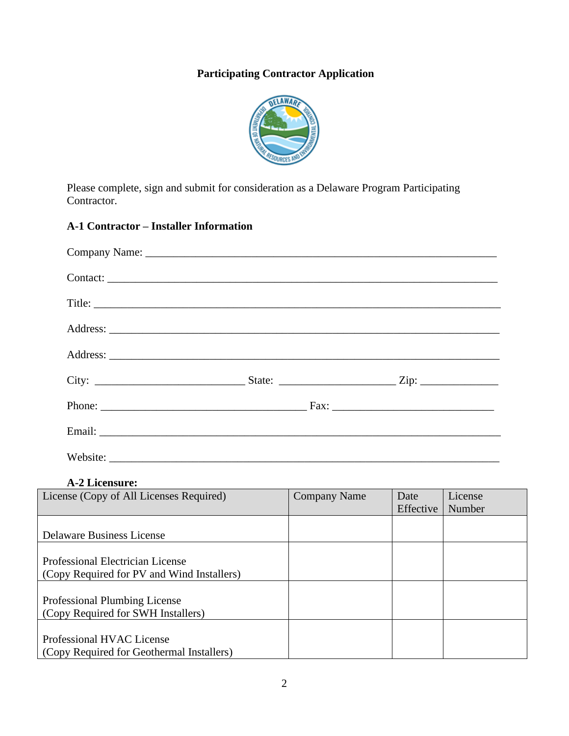**Participating Contractor Application**

Please complete, sign and submit for consideration as a Delaware Program Participating Contractor.

### A-1 Contractor – Installer Information

Company Name: ___________________________________________________________________

Contact: ________________________________________________________________________

Title: __________________________________________________________________________

Address: ________________________________________________________________________

Address: ________________________________________________________________________

City: ___________________________ State: _____________________ Zip: ______________

Phone: ______________________________________ Fax: ______________________________

Email: __________________________________________________________________________

Website: ________________________________________________________________________

### A-2 Licensure:

| License (Copy of All Licenses Required) | Company Name | Date Effective | License Number |
|---|---|---|---|
| Delaware Business License | | | |
| Professional Electrician License (Copy Required for PV and Wind Installers) | | | |
| Professional Plumbing License (Copy Required for SWH Installers) | | | |
| Professional HVAC License (Copy Required for Geothermal Installers) | | | |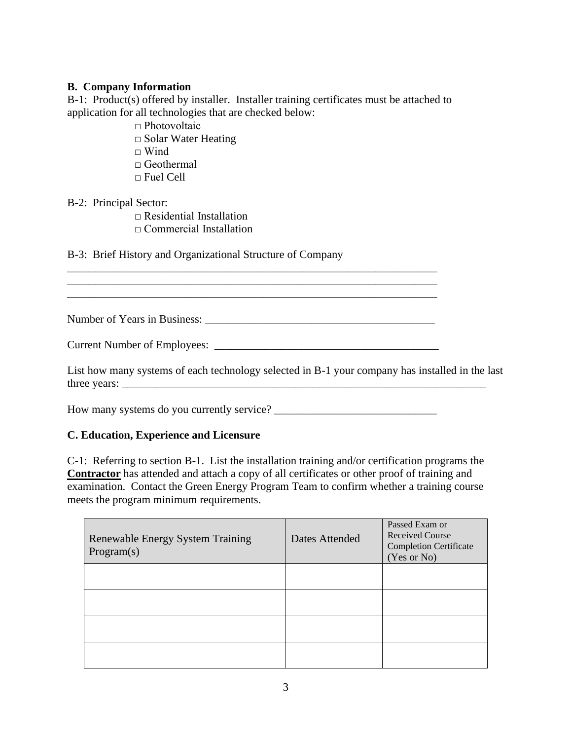**B. Company Information**

B-1: Product(s) offered by installer. Installer training certificates must be attached to application for all technologies that are checked below:

- □ Photovoltaic
- □ Solar Water Heating
- □ Wind
- □ Geothermal
- □ Fuel Cell

B-2: Principal Sector:

- □ Residential Installation
- □ Commercial Installation

B-3: Brief History and Organizational Structure of Company

______________________________________________________________________
______________________________________________________________________
______________________________________________________________________

Number of Years in Business: ________________________________________

Current Number of Employees: ________________________________________

List how many systems of each technology selected in B-1 your company has installed in the last three years: ______________________________________________________________

How many systems do you currently service? ____________________________

**C. Education, Experience and Licensure**

C-1: Referring to section B-1. List the installation training and/or certification programs the **Contractor** has attended and attach a copy of all certificates or other proof of training and examination. Contact the Green Energy Program Team to confirm whether a training course meets the program minimum requirements.

| Renewable Energy System Training Program(s) | Dates Attended | Passed Exam or Received Course Completion Certificate (Yes or No) |
|---|---|---|
| | | |
| | | |
| | | |
| | | |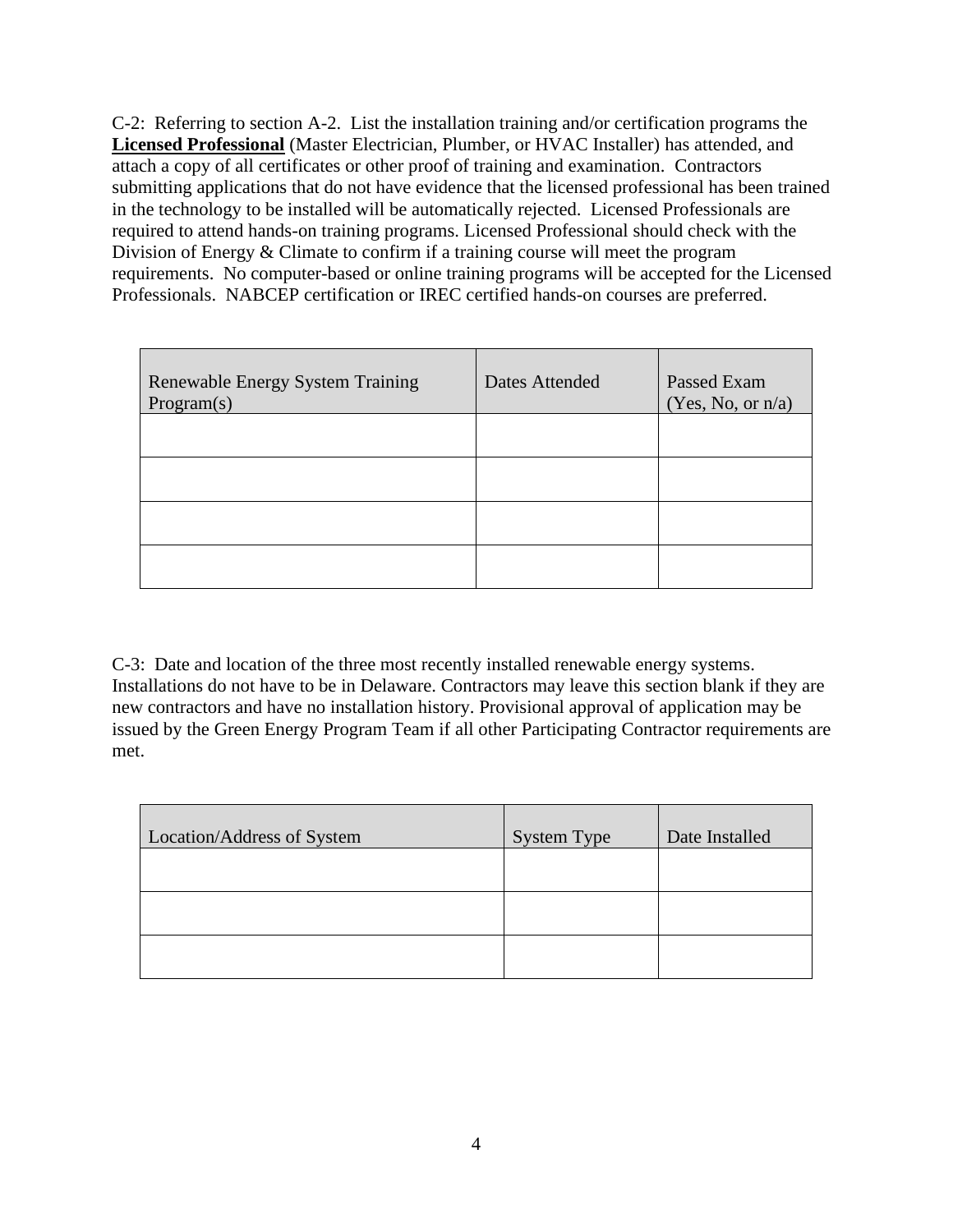C-2: Referring to section A-2. List the installation training and/or certification programs the **Licensed Professional** (Master Electrician, Plumber, or HVAC Installer) has attended, and attach a copy of all certificates or other proof of training and examination. Contractors submitting applications that do not have evidence that the licensed professional has been trained in the technology to be installed will be automatically rejected. Licensed Professionals are required to attend hands-on training programs. Licensed Professional should check with the Division of Energy & Climate to confirm if a training course will meet the program requirements. No computer-based or online training programs will be accepted for the Licensed Professionals. NABCEP certification or IREC certified hands-on courses are preferred.

| Renewable Energy System Training Program(s) | Dates Attended | Passed Exam (Yes, No, or n/a) |
| --- | --- | --- |
| | | |
| | | |
| | | |
| | | |

C-3: Date and location of the three most recently installed renewable energy systems. Installations do not have to be in Delaware. Contractors may leave this section blank if they are new contractors and have no installation history. Provisional approval of application may be issued by the Green Energy Program Team if all other Participating Contractor requirements are met.

| Location/Address of System | System Type | Date Installed |
| --- | --- | --- |
| | | |
| | | |
| | | |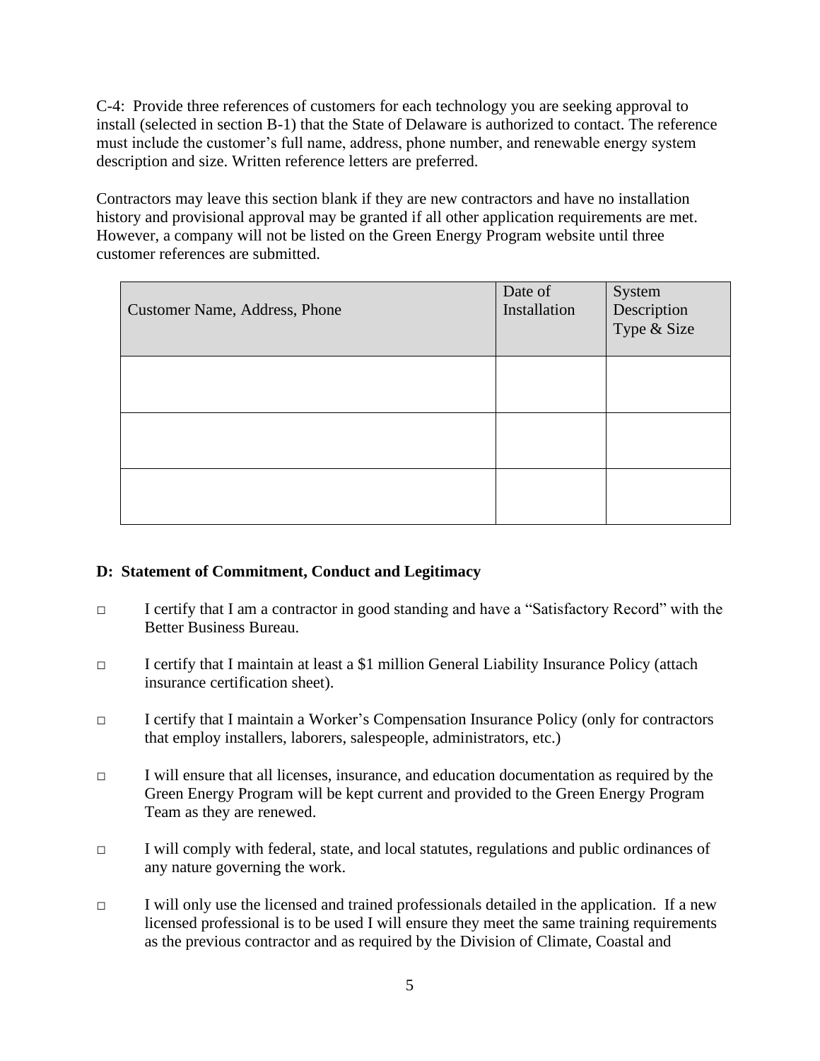C-4: Provide three references of customers for each technology you are seeking approval to install (selected in section B-1) that the State of Delaware is authorized to contact. The reference must include the customer's full name, address, phone number, and renewable energy system description and size. Written reference letters are preferred.

Contractors may leave this section blank if they are new contractors and have no installation history and provisional approval may be granted if all other application requirements are met. However, a company will not be listed on the Green Energy Program website until three customer references are submitted.

| Customer Name, Address, Phone | Date of Installation | System Description Type & Size |
|---|---|---|
| | | |
| | | |
| | | |

**D: Statement of Commitment, Conduct and Legitimacy**

- □ I certify that I am a contractor in good standing and have a "Satisfactory Record" with the Better Business Bureau.
- □ I certify that I maintain at least a $1 million General Liability Insurance Policy (attach insurance certification sheet).
- □ I certify that I maintain a Worker's Compensation Insurance Policy (only for contractors that employ installers, laborers, salespeople, administrators, etc.)
- □ I will ensure that all licenses, insurance, and education documentation as required by the Green Energy Program will be kept current and provided to the Green Energy Program Team as they are renewed.
- □ I will comply with federal, state, and local statutes, regulations and public ordinances of any nature governing the work.
- □ I will only use the licensed and trained professionals detailed in the application. If a new licensed professional is to be used I will ensure they meet the same training requirements as the previous contractor and as required by the Division of Climate, Coastal and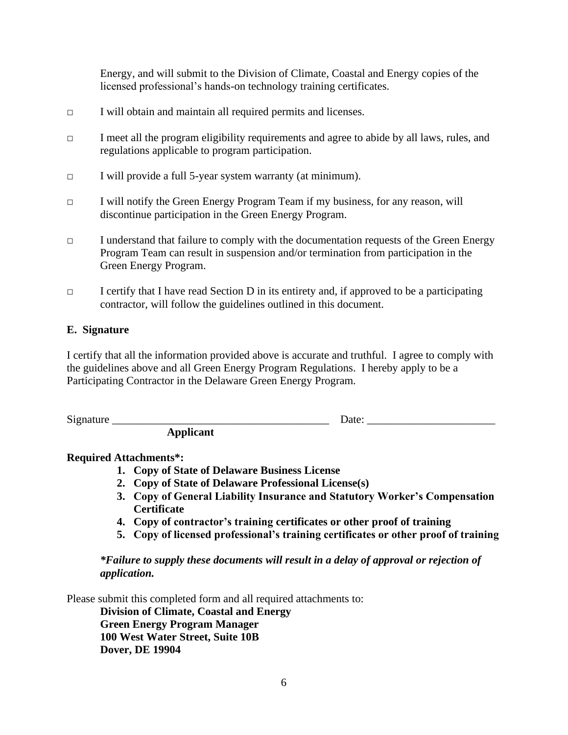Energy, and will submit to the Division of Climate, Coastal and Energy copies of the licensed professional's hands-on technology training certificates.

□ I will obtain and maintain all required permits and licenses.

□ I meet all the program eligibility requirements and agree to abide by all laws, rules, and regulations applicable to program participation.

□ I will provide a full 5-year system warranty (at minimum).

□ I will notify the Green Energy Program Team if my business, for any reason, will discontinue participation in the Green Energy Program.

□ I understand that failure to comply with the documentation requests of the Green Energy Program Team can result in suspension and/or termination from participation in the Green Energy Program.

□ I certify that I have read Section D in its entirety and, if approved to be a participating contractor, will follow the guidelines outlined in this document.

**E. Signature**

I certify that all the information provided above is accurate and truthful. I agree to comply with the guidelines above and all Green Energy Program Regulations. I hereby apply to be a Participating Contractor in the Delaware Green Energy Program.

Signature ________________________________________ Date: _______________________
**Applicant**

**Required Attachments*:**

1. **Copy of State of Delaware Business License**
2. **Copy of State of Delaware Professional License(s)**
3. **Copy of General Liability Insurance and Statutory Worker's Compensation Certificate**
4. **Copy of contractor's training certificates or other proof of training**
5. **Copy of licensed professional's training certificates or other proof of training**

***Failure to supply these documents will result in a delay of approval or rejection of application.***

Please submit this completed form and all required attachments to:

**Division of Climate, Coastal and Energy**
**Green Energy Program Manager**
**100 West Water Street, Suite 10B**
**Dover, DE 19904**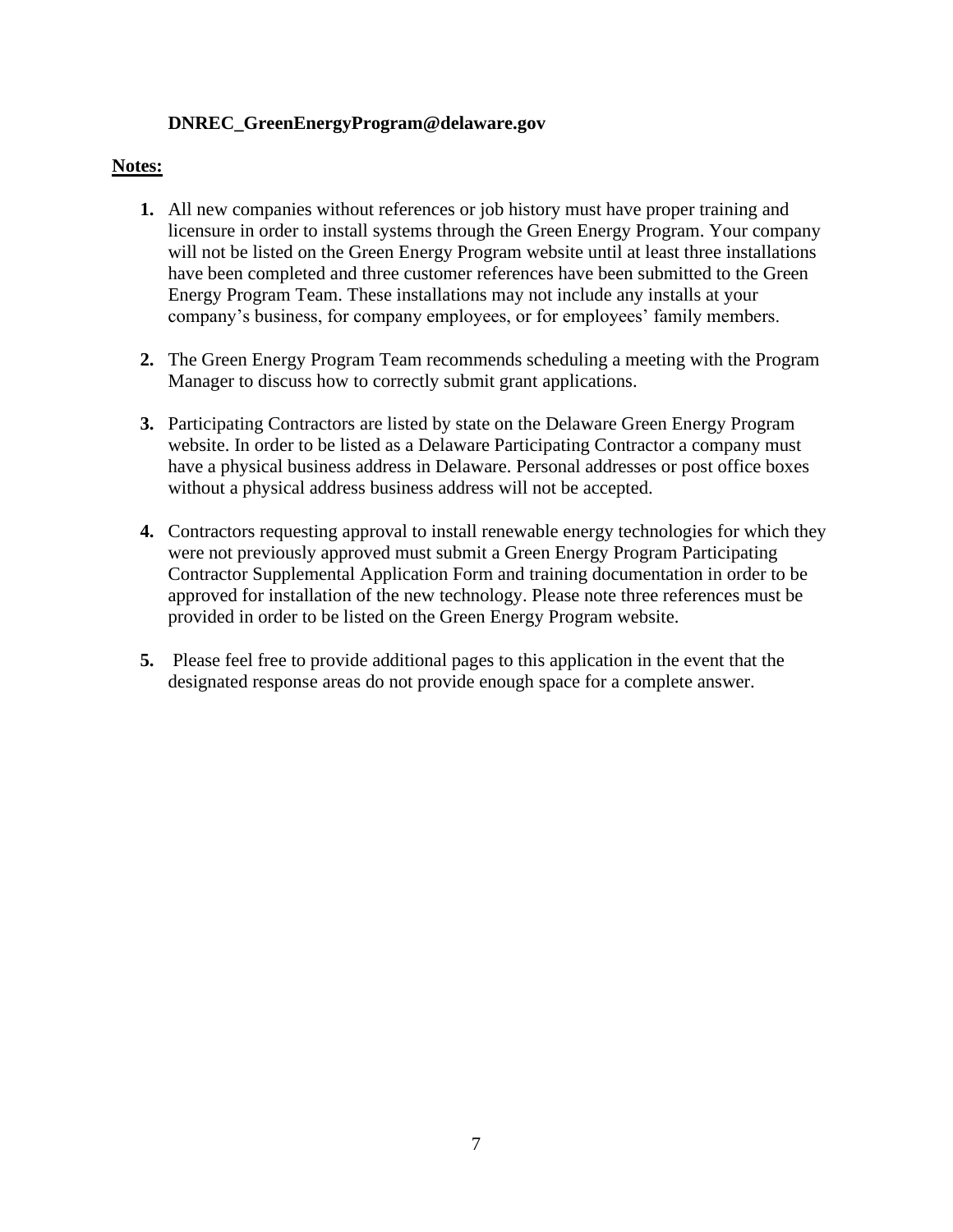**DNREC_GreenEnergyProgram@delaware.gov**

**Notes:**

1. All new companies without references or job history must have proper training and licensure in order to install systems through the Green Energy Program. Your company will not be listed on the Green Energy Program website until at least three installations have been completed and three customer references have been submitted to the Green Energy Program Team. These installations may not include any installs at your company's business, for company employees, or for employees' family members.

2. The Green Energy Program Team recommends scheduling a meeting with the Program Manager to discuss how to correctly submit grant applications.

3. Participating Contractors are listed by state on the Delaware Green Energy Program website. In order to be listed as a Delaware Participating Contractor a company must have a physical business address in Delaware. Personal addresses or post office boxes without a physical address business address will not be accepted.

4. Contractors requesting approval to install renewable energy technologies for which they were not previously approved must submit a Green Energy Program Participating Contractor Supplemental Application Form and training documentation in order to be approved for installation of the new technology. Please note three references must be provided in order to be listed on the Green Energy Program website.

5. Please feel free to provide additional pages to this application in the event that the designated response areas do not provide enough space for a complete answer.